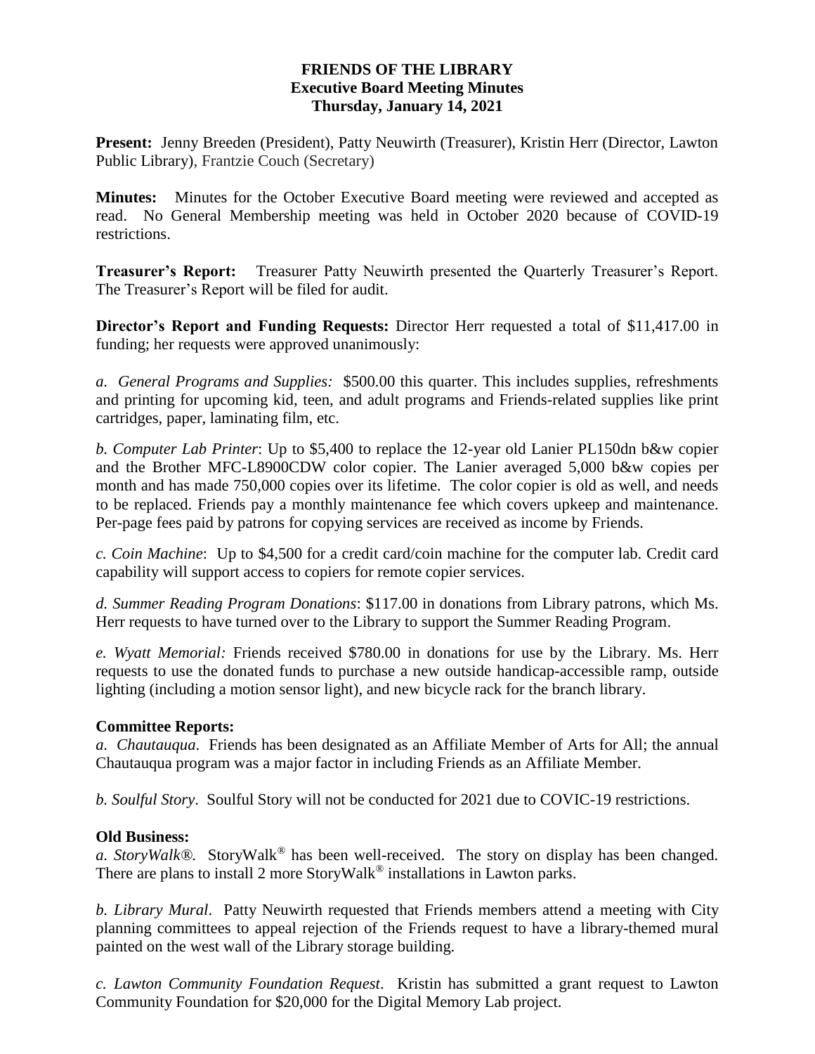# FRIENDS OF THE LIBRARY
## Executive Board Meeting Minutes
### Thursday, January 14, 2021

**Present:** Jenny Breeden (President), Patty Neuwirth (Treasurer), Kristin Herr (Director, Lawton Public Library), Frantzie Couch (Secretary)

**Minutes:** Minutes for the October Executive Board meeting were reviewed and accepted as read. No General Membership meeting was held in October 2020 because of COVID-19 restrictions.

**Treasurer's Report:** Treasurer Patty Neuwirth presented the Quarterly Treasurer's Report. The Treasurer's Report will be filed for audit.

**Director's Report and Funding Requests:** Director Herr requested a total of $11,417.00 in funding; her requests were approved unanimously:

*a. General Programs and Supplies:* $500.00 this quarter. This includes supplies, refreshments and printing for upcoming kid, teen, and adult programs and Friends-related supplies like print cartridges, paper, laminating film, etc.

*b. Computer Lab Printer*: Up to $5,400 to replace the 12-year old Lanier PL150dn b&w copier and the Brother MFC-L8900CDW color copier. The Lanier averaged 5,000 b&w copies per month and has made 750,000 copies over its lifetime. The color copier is old as well, and needs to be replaced. Friends pay a monthly maintenance fee which covers upkeep and maintenance. Per-page fees paid by patrons for copying services are received as income by Friends.

*c. Coin Machine*: Up to $4,500 for a credit card/coin machine for the computer lab. Credit card capability will support access to copiers for remote copier services.

*d. Summer Reading Program Donations*: $117.00 in donations from Library patrons, which Ms. Herr requests to have turned over to the Library to support the Summer Reading Program.

*e. Wyatt Memorial:* Friends received $780.00 in donations for use by the Library. Ms. Herr requests to use the donated funds to purchase a new outside handicap-accessible ramp, outside lighting (including a motion sensor light), and new bicycle rack for the branch library.

**Committee Reports:**

*a. Chautauqua*. Friends has been designated as an Affiliate Member of Arts for All; the annual Chautauqua program was a major factor in including Friends as an Affiliate Member.

*b. Soulful Story*. Soulful Story will not be conducted for 2021 due to COVIC-19 restrictions.

**Old Business:**

*a. StoryWalk®.* StoryWalk® has been well-received. The story on display has been changed. There are plans to install 2 more StoryWalk® installations in Lawton parks.

*b. Library Mural*. Patty Neuwirth requested that Friends members attend a meeting with City planning committees to appeal rejection of the Friends request to have a library-themed mural painted on the west wall of the Library storage building.

*c. Lawton Community Foundation Request*. Kristin has submitted a grant request to Lawton Community Foundation for $20,000 for the Digital Memory Lab project.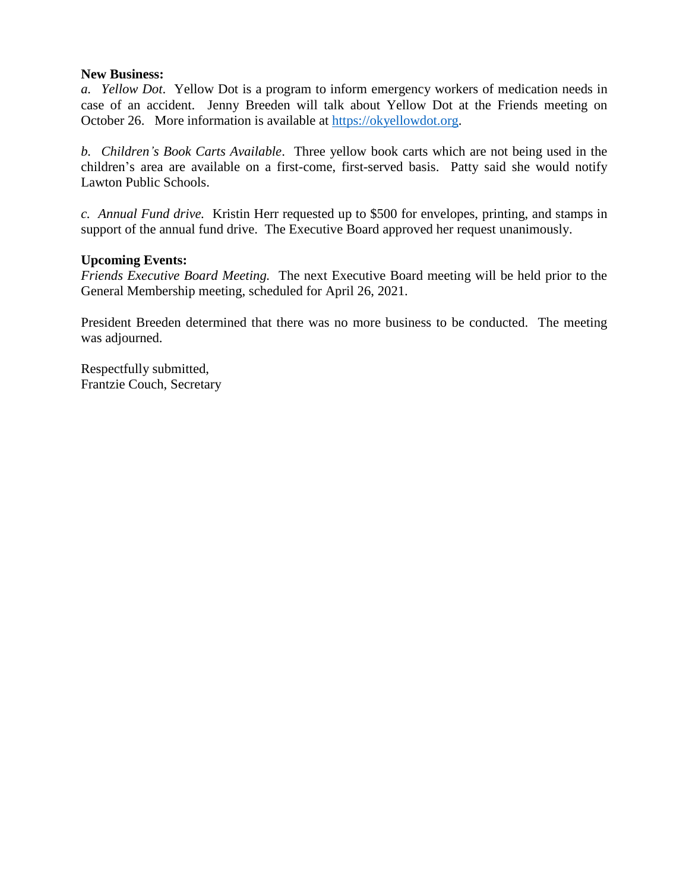**New Business:**

*a. Yellow Dot*. Yellow Dot is a program to inform emergency workers of medication needs in case of an accident. Jenny Breeden will talk about Yellow Dot at the Friends meeting on October 26. More information is available at https://okyellowdot.org.

*b. Children's Book Carts Available*. Three yellow book carts which are not being used in the children's area are available on a first-come, first-served basis. Patty said she would notify Lawton Public Schools.

*c. Annual Fund drive.* Kristin Herr requested up to $500 for envelopes, printing, and stamps in support of the annual fund drive. The Executive Board approved her request unanimously.

**Upcoming Events:**

*Friends Executive Board Meeting.* The next Executive Board meeting will be held prior to the General Membership meeting, scheduled for April 26, 2021.

President Breeden determined that there was no more business to be conducted. The meeting was adjourned.

Respectfully submitted,
Frantzie Couch, Secretary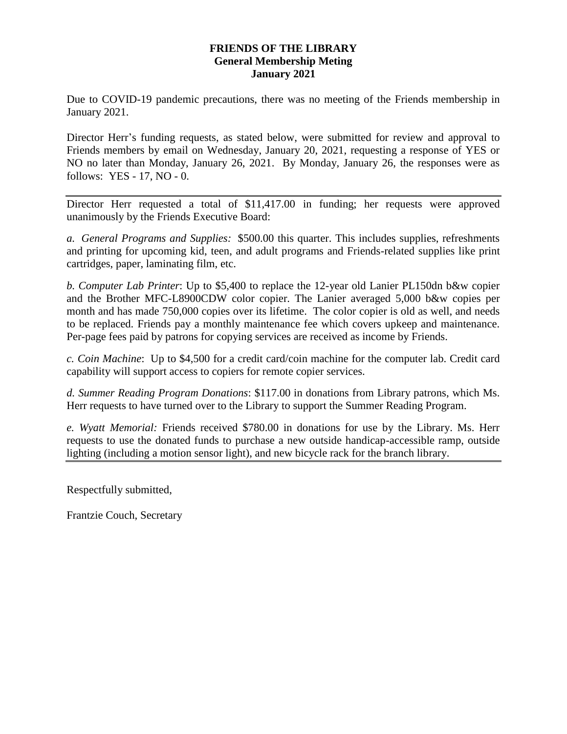**FRIENDS OF THE LIBRARY**
**General Membership Meting**
**January 2021**

Due to COVID-19 pandemic precautions, there was no meeting of the Friends membership in January 2021.

Director Herr's funding requests, as stated below, were submitted for review and approval to Friends members by email on Wednesday, January 20, 2021, requesting a response of YES or NO no later than Monday, January 26, 2021. By Monday, January 26, the responses were as follows: YES - 17, NO - 0.

---

Director Herr requested a total of $11,417.00 in funding; her requests were approved unanimously by the Friends Executive Board:

*a. General Programs and Supplies:* $500.00 this quarter. This includes supplies, refreshments and printing for upcoming kid, teen, and adult programs and Friends-related supplies like print cartridges, paper, laminating film, etc.

*b. Computer Lab Printer*: Up to $5,400 to replace the 12-year old Lanier PL150dn b&w copier and the Brother MFC-L8900CDW color copier. The Lanier averaged 5,000 b&w copies per month and has made 750,000 copies over its lifetime. The color copier is old as well, and needs to be replaced. Friends pay a monthly maintenance fee which covers upkeep and maintenance. Per-page fees paid by patrons for copying services are received as income by Friends.

*c. Coin Machine*: Up to $4,500 for a credit card/coin machine for the computer lab. Credit card capability will support access to copiers for remote copier services.

*d. Summer Reading Program Donations*: $117.00 in donations from Library patrons, which Ms. Herr requests to have turned over to the Library to support the Summer Reading Program.

*e. Wyatt Memorial:* Friends received $780.00 in donations for use by the Library. Ms. Herr requests to use the donated funds to purchase a new outside handicap-accessible ramp, outside lighting (including a motion sensor light), and new bicycle rack for the branch library.

---

Respectfully submitted,

Frantzie Couch, Secretary